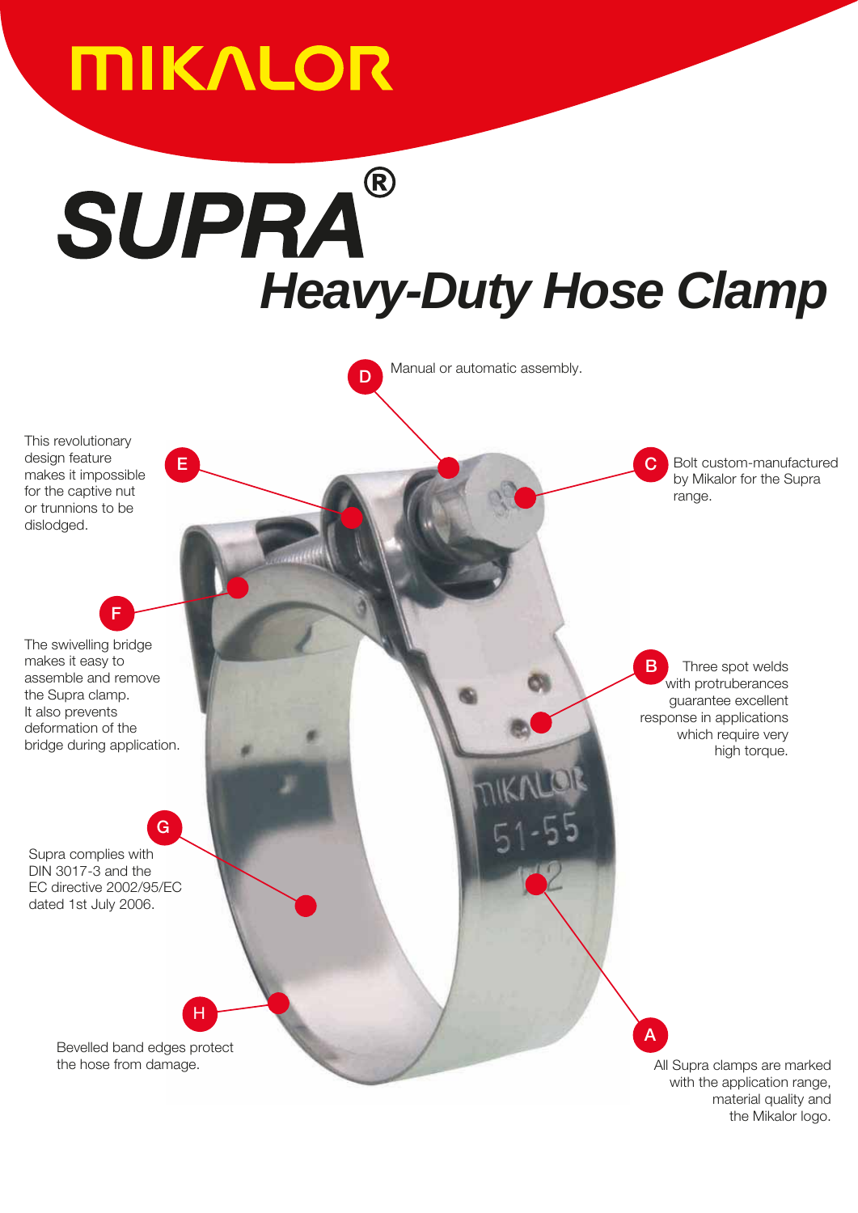# MIKALOR

# SUPRA®

## *Heavy-Duty Hose Clamp*

**D** Manual or automatic assembly.

**E** This revolutionary design feature makes it impossible for the captive nut or trunnions to be dislodged.

**C** Bolt custom-manufactured by Mikalor for the Supra range.

**F** The swivelling bridge makes it easy to assemble and remove the Supra clamp. It also prevents deformation of the bridge during application.

**B** Three spot welds with protruberances guarantee excellent response in applications which require very high torque.

**G** Supra complies with DIN 3017-3 and the EC directive 2002/95/EC dated 1st July 2006.

**H** Bevelled band edges protect the hose from damage.

**A** All Supra clamps are marked with the application range, material quality and the Mikalor logo.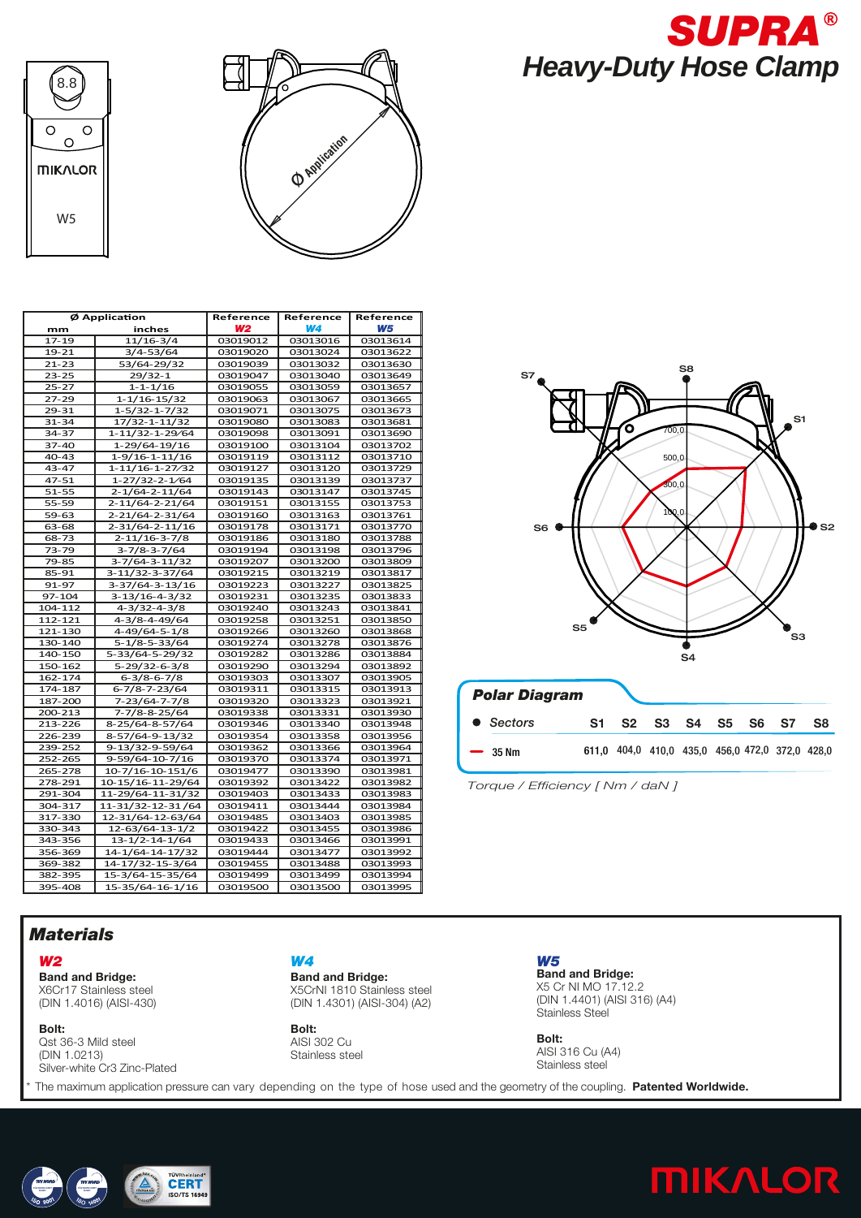# SUPRA®
## Heavy-Duty Hose Clamp

8.8

MIKALOR

W5

Ø Application

| Ø Application | | Reference | Reference | Reference |
|---|---|---|---|---|
| mm | inches | W2 | W4 | W5 |
| 17-19 | 11/16-3/4 | 03019012 | 03013016 | 03013614 |
| 19-21 | 3/4-53/64 | 03019020 | 03013024 | 03013622 |
| 21-23 | 53/64-29/32 | 03019039 | 03013032 | 03013630 |
| 23-25 | 29/32-1 | 03019047 | 03013040 | 03013649 |
| 25-27 | 1-1-1/16 | 03019055 | 03013059 | 03013657 |
| 27-29 | 1-1/16-15/32 | 03019063 | 03013067 | 03013665 |
| 29-31 | 1-5/32-1-7/32 | 03019071 | 03013075 | 03013673 |
| 31-34 | 17/32-1-11/32 | 03019080 | 03013083 | 03013681 |
| 34-37 | 1-11/32-1-29/64 | 03019098 | 03013091 | 03013690 |
| 37-40 | 1-29/64-19/16 | 03019100 | 03013104 | 03013702 |
| 40-43 | 1-9/16-1-11/16 | 03019119 | 03013112 | 03013710 |
| 43-47 | 1-11/16-1-27/32 | 03019127 | 03013120 | 03013729 |
| 47-51 | 1-27/32-2-1/64 | 03019135 | 03013139 | 03013737 |
| 51-55 | 2-1/64-2-11/64 | 03019143 | 03013147 | 03013745 |
| 55-59 | 2-11/64-2-21/64 | 03019151 | 03013155 | 03013753 |
| 59-63 | 2-21/64-2-31/64 | 03019160 | 03013163 | 03013761 |
| 63-68 | 2-31/64-2-11/16 | 03019178 | 03013171 | 03013770 |
| 68-73 | 2-11/16-3-7/8 | 03019186 | 03013180 | 03013788 |
| 73-79 | 3-7/8-3-7/64 | 03019194 | 03013198 | 03013796 |
| 79-85 | 3-7/64-3-11/32 | 03019207 | 03013200 | 03013809 |
| 85-91 | 3-11/32-3-37/64 | 03019215 | 03013219 | 03013817 |
| 91-97 | 3-37/64-3-13/16 | 03019223 | 03013227 | 03013825 |
| 97-104 | 3-13/16-4-3/32 | 03019231 | 03013235 | 03013833 |
| 104-112 | 4-3/32-4-3/8 | 03019240 | 03013243 | 03013841 |
| 112-121 | 4-3/8-4-49/64 | 03019258 | 03013251 | 03013850 |
| 121-130 | 4-49/64-5-1/8 | 03019266 | 03013260 | 03013868 |
| 130-140 | 5-1/8-5-33/64 | 03019274 | 03013278 | 03013876 |
| 140-150 | 5-33/64-5-29/32 | 03019282 | 03013286 | 03013884 |
| 150-162 | 5-29/32-6-3/8 | 03019290 | 03013294 | 03013892 |
| 162-174 | 6-3/8-6-7/8 | 03019303 | 03013307 | 03013905 |
| 174-187 | 6-7/8-7-23/64 | 03019311 | 03013315 | 03013913 |
| 187-200 | 7-23/64-7-7/8 | 03019320 | 03013323 | 03013921 |
| 200-213 | 7-7/8-8-25/64 | 03019338 | 03013331 | 03013930 |
| 213-226 | 8-25/64-8-57/64 | 03019346 | 03013340 | 03013948 |
| 226-239 | 8-57/64-9-13/32 | 03019354 | 03013358 | 03013956 |
| 239-252 | 9-13/32-9-59/64 | 03019362 | 03013366 | 03013964 |
| 252-265 | 9-59/64-10-7/16 | 03019370 | 03013374 | 03013971 |
| 265-278 | 10-7/16-10-151/6 | 03019477 | 03013390 | 03013981 |
| 278-291 | 10-15/16-11-29/64 | 03019392 | 03013422 | 03013982 |
| 291-304 | 11-29/64-11-31/32 | 03019403 | 03013433 | 03013983 |
| 304-317 | 11-31/32-12-31/64 | 03019411 | 03013444 | 03013984 |
| 317-330 | 12-31/64-12-63/64 | 03019485 | 03013403 | 03013985 |
| 330-343 | 12-63/64-13-1/2 | 03019422 | 03013455 | 03013986 |
| 343-356 | 13-1/2-14-1/64 | 03019433 | 03013466 | 03013991 |
| 356-369 | 14-1/64-14-17/32 | 03019444 | 03013477 | 03013992 |
| 369-382 | 14-17/32-15-3/64 | 03019455 | 03013488 | 03013993 |
| 382-395 | 15-3/64-15-35/64 | 03019499 | 03013499 | 03013994 |
| 395-408 | 15-35/64-16-1/16 | 03019500 | 03013500 | 03013995 |

S8 S1 S2 S3 S4 S5 S6 S7

700,0
500,0
300,0
100,0

### Polar Diagram

| Sectors | S1 | S2 | S3 | S4 | S5 | S6 | S7 | S8 |
|---|---|---|---|---|---|---|---|---|
| 35 Nm | 611,0 | 404,0 | 410,0 | 435,0 | 456,0 | 472,0 | 372,0 | 428,0 |

*Torque / Efficiency [ Nm / daN ]*

## Materials

**W2**

**Band and Bridge:**
X6Cr17 Stainless steel
(DIN 1.4016) (AISI-430)

**Bolt:**
Qst 36-3 Mild steel
(DIN 1.0213)
Silver-white Cr3 Zinc-Plated

**W4**

**Band and Bridge:**
X5CrNI 1810 Stainless steel
(DIN 1.4301) (AISI-304) (A2)

**Bolt:**
AISI 302 Cu
Stainless steel

**W5**

**Band and Bridge:**
X5 Cr NI MO 17.12.2
(DIN 1.4401) (AISI 316) (A4)
Stainless Steel

**Bolt:**
AISI 316 Cu (A4)
Stainless steel

* The maximum application pressure can vary depending on the type of hose used and the geometry of the coupling. **Patented Worldwide.**

MIKALOR